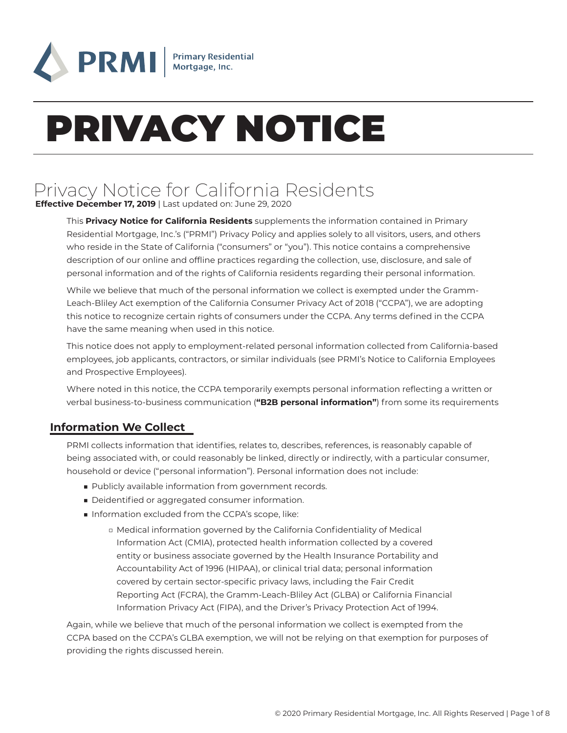PRMI | Primary Residential Mortgage, Inc.

# PRIVACY NOTICE

## Privacy Notice for California Residents

**Effective December 17, 2019** | Last updated on: June 29, 2020

This **Privacy Notice for California Residents** supplements the information contained in Primary Residential Mortgage, Inc.'s ("PRMI") Privacy Policy and applies solely to all visitors, users, and others who reside in the State of California ("consumers" or "you"). This notice contains a comprehensive description of our online and offline practices regarding the collection, use, disclosure, and sale of personal information and of the rights of California residents regarding their personal information.

While we believe that much of the personal information we collect is exempted under the Gramm-Leach-Bliley Act exemption of the California Consumer Privacy Act of 2018 ("CCPA"), we are adopting this notice to recognize certain rights of consumers under the CCPA. Any terms defined in the CCPA have the same meaning when used in this notice.

This notice does not apply to employment-related personal information collected from California-based employees, job applicants, contractors, or similar individuals (see PRMI's Notice to California Employees and Prospective Employees).

Where noted in this notice, the CCPA temporarily exempts personal information reflecting a written or verbal business-to-business communication (**"B2B personal information"**) from some its requirements

### Information We Collect

PRMI collects information that identifies, relates to, describes, references, is reasonably capable of being associated with, or could reasonably be linked, directly or indirectly, with a particular consumer, household or device ("personal information"). Personal information does not include:

- Publicly available information from government records.
- Deidentified or aggregated consumer information.
- Information excluded from the CCPA's scope, like:
  - Medical information governed by the California Confidentiality of Medical Information Act (CMIA), protected health information collected by a covered entity or business associate governed by the Health Insurance Portability and Accountability Act of 1996 (HIPAA), or clinical trial data; personal information covered by certain sector-specific privacy laws, including the Fair Credit Reporting Act (FCRA), the Gramm-Leach-Bliley Act (GLBA) or California Financial Information Privacy Act (FIPA), and the Driver's Privacy Protection Act of 1994.

Again, while we believe that much of the personal information we collect is exempted from the CCPA based on the CCPA's GLBA exemption, we will not be relying on that exemption for purposes of providing the rights discussed herein.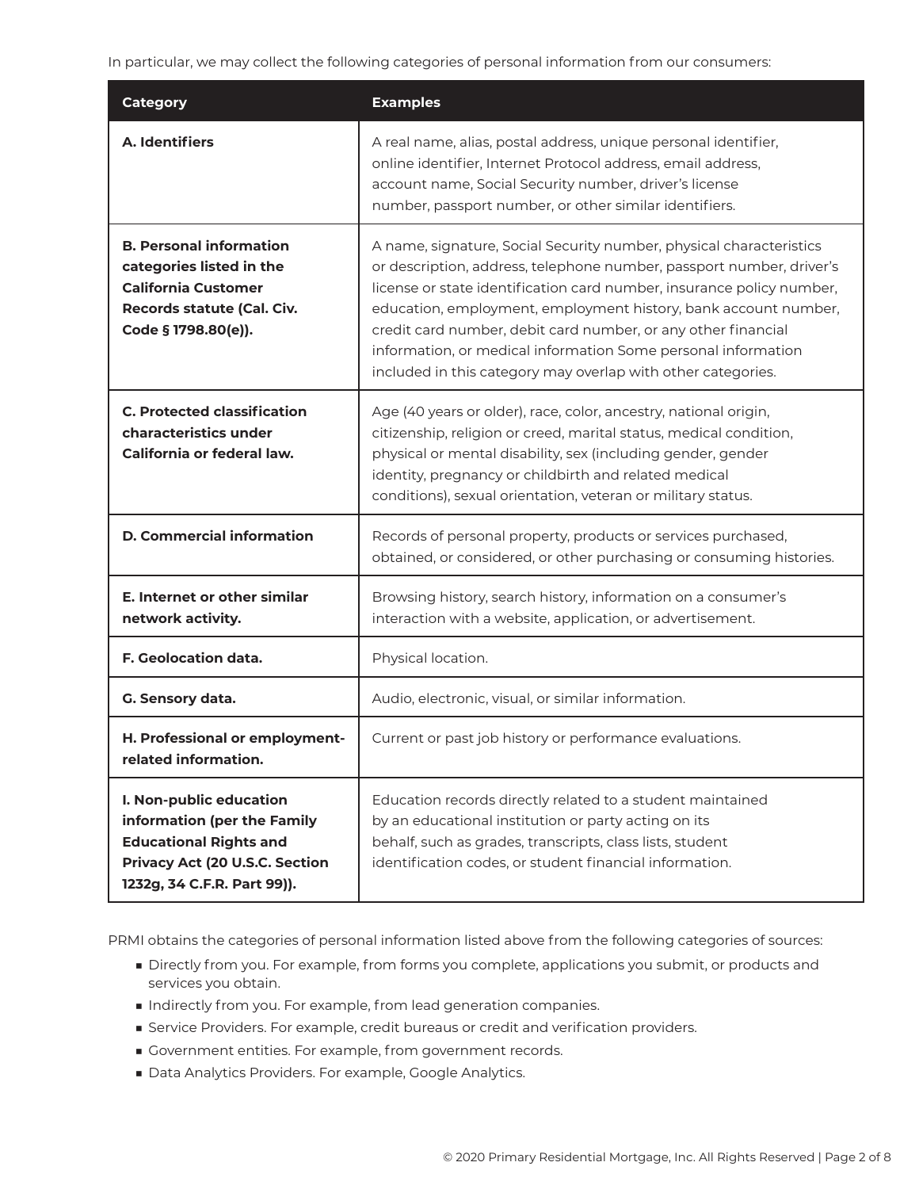In particular, we may collect the following categories of personal information from our consumers:

| Category | Examples |
| --- | --- |
| **A. Identifiers** | A real name, alias, postal address, unique personal identifier, online identifier, Internet Protocol address, email address, account name, Social Security number, driver's license number, passport number, or other similar identifiers. |
| **B. Personal information categories listed in the California Customer Records statute (Cal. Civ. Code § 1798.80(e)).** | A name, signature, Social Security number, physical characteristics or description, address, telephone number, passport number, driver's license or state identification card number, insurance policy number, education, employment, employment history, bank account number, credit card number, debit card number, or any other financial information, or medical information Some personal information included in this category may overlap with other categories. |
| **C. Protected classification characteristics under California or federal law.** | Age (40 years or older), race, color, ancestry, national origin, citizenship, religion or creed, marital status, medical condition, physical or mental disability, sex (including gender, gender identity, pregnancy or childbirth and related medical conditions), sexual orientation, veteran or military status. |
| **D. Commercial information** | Records of personal property, products or services purchased, obtained, or considered, or other purchasing or consuming histories. |
| **E. Internet or other similar network activity.** | Browsing history, search history, information on a consumer's interaction with a website, application, or advertisement. |
| **F. Geolocation data.** | Physical location. |
| **G. Sensory data.** | Audio, electronic, visual, or similar information. |
| **H. Professional or employment-related information.** | Current or past job history or performance evaluations. |
| **I. Non-public education information (per the Family Educational Rights and Privacy Act (20 U.S.C. Section 1232g, 34 C.F.R. Part 99)).** | Education records directly related to a student maintained by an educational institution or party acting on its behalf, such as grades, transcripts, class lists, student identification codes, or student financial information. |

PRMI obtains the categories of personal information listed above from the following categories of sources:

- Directly from you. For example, from forms you complete, applications you submit, or products and services you obtain.
- Indirectly from you. For example, from lead generation companies.
- Service Providers. For example, credit bureaus or credit and verification providers.
- Government entities. For example, from government records.
- Data Analytics Providers. For example, Google Analytics.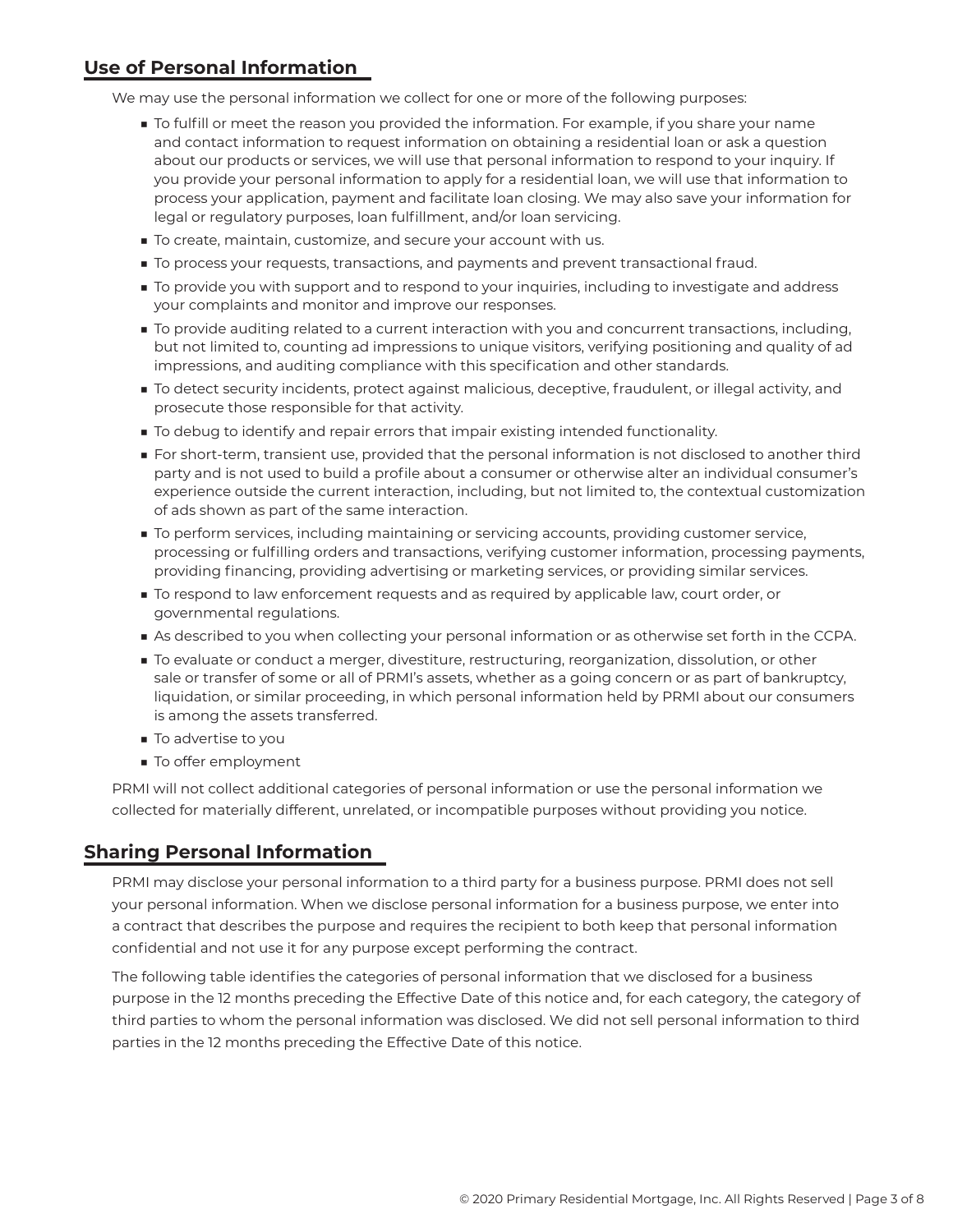## Use of Personal Information

We may use the personal information we collect for one or more of the following purposes:

- To fulfill or meet the reason you provided the information. For example, if you share your name and contact information to request information on obtaining a residential loan or ask a question about our products or services, we will use that personal information to respond to your inquiry. If you provide your personal information to apply for a residential loan, we will use that information to process your application, payment and facilitate loan closing. We may also save your information for legal or regulatory purposes, loan fulfillment, and/or loan servicing.
- To create, maintain, customize, and secure your account with us.
- To process your requests, transactions, and payments and prevent transactional fraud.
- To provide you with support and to respond to your inquiries, including to investigate and address your complaints and monitor and improve our responses.
- To provide auditing related to a current interaction with you and concurrent transactions, including, but not limited to, counting ad impressions to unique visitors, verifying positioning and quality of ad impressions, and auditing compliance with this specification and other standards.
- To detect security incidents, protect against malicious, deceptive, fraudulent, or illegal activity, and prosecute those responsible for that activity.
- To debug to identify and repair errors that impair existing intended functionality.
- For short-term, transient use, provided that the personal information is not disclosed to another third party and is not used to build a profile about a consumer or otherwise alter an individual consumer's experience outside the current interaction, including, but not limited to, the contextual customization of ads shown as part of the same interaction.
- To perform services, including maintaining or servicing accounts, providing customer service, processing or fulfilling orders and transactions, verifying customer information, processing payments, providing financing, providing advertising or marketing services, or providing similar services.
- To respond to law enforcement requests and as required by applicable law, court order, or governmental regulations.
- As described to you when collecting your personal information or as otherwise set forth in the CCPA.
- To evaluate or conduct a merger, divestiture, restructuring, reorganization, dissolution, or other sale or transfer of some or all of PRMI's assets, whether as a going concern or as part of bankruptcy, liquidation, or similar proceeding, in which personal information held by PRMI about our consumers is among the assets transferred.
- To advertise to you
- To offer employment

PRMI will not collect additional categories of personal information or use the personal information we collected for materially different, unrelated, or incompatible purposes without providing you notice.

## Sharing Personal Information

PRMI may disclose your personal information to a third party for a business purpose. PRMI does not sell your personal information. When we disclose personal information for a business purpose, we enter into a contract that describes the purpose and requires the recipient to both keep that personal information confidential and not use it for any purpose except performing the contract.

The following table identifies the categories of personal information that we disclosed for a business purpose in the 12 months preceding the Effective Date of this notice and, for each category, the category of third parties to whom the personal information was disclosed. We did not sell personal information to third parties in the 12 months preceding the Effective Date of this notice.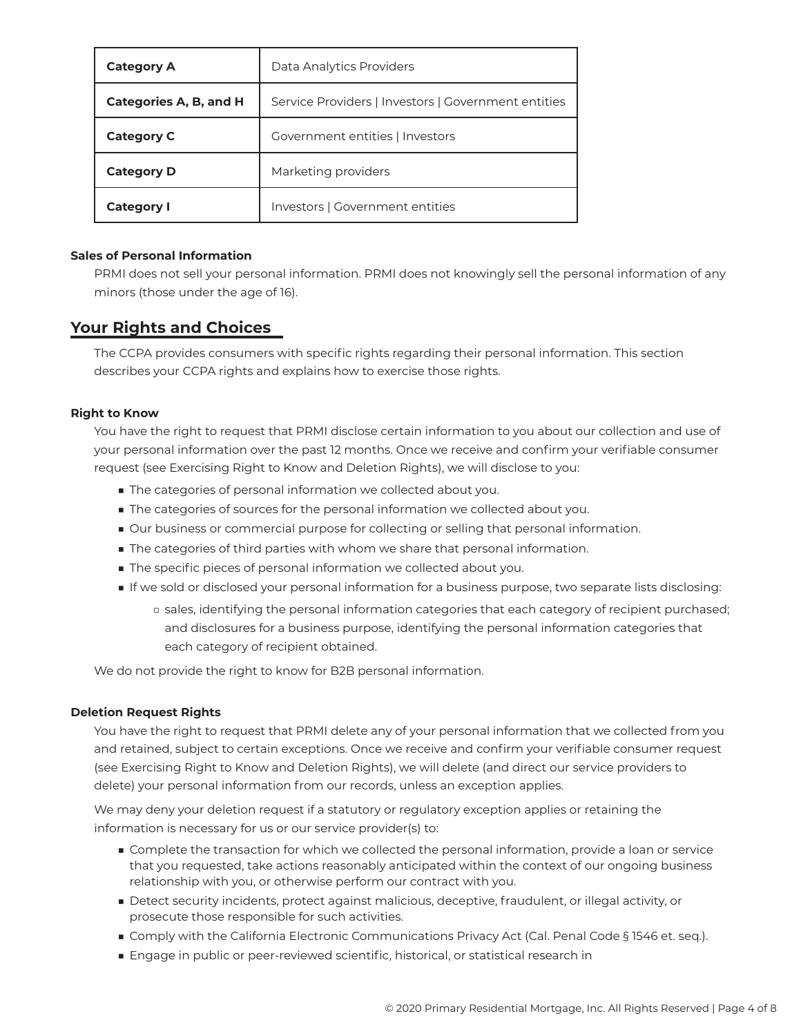| **Category A** | Data Analytics Providers |
|---|---|
| **Categories A, B, and H** | Service Providers \| Investors \| Government entities |
| **Category C** | Government entities \| Investors |
| **Category D** | Marketing providers |
| **Category I** | Investors \| Government entities |

#### Sales of Personal Information

PRMI does not sell your personal information. PRMI does not knowingly sell the personal information of any minors (those under the age of 16).

## Your Rights and Choices

The CCPA provides consumers with specific rights regarding their personal information. This section describes your CCPA rights and explains how to exercise those rights.

#### Right to Know

You have the right to request that PRMI disclose certain information to you about our collection and use of your personal information over the past 12 months. Once we receive and confirm your verifiable consumer request (see Exercising Right to Know and Deletion Rights), we will disclose to you:

- The categories of personal information we collected about you.
- The categories of sources for the personal information we collected about you.
- Our business or commercial purpose for collecting or selling that personal information.
- The categories of third parties with whom we share that personal information.
- The specific pieces of personal information we collected about you.
- If we sold or disclosed your personal information for a business purpose, two separate lists disclosing:
    - sales, identifying the personal information categories that each category of recipient purchased; and disclosures for a business purpose, identifying the personal information categories that each category of recipient obtained.

We do not provide the right to know for B2B personal information.

#### Deletion Request Rights

You have the right to request that PRMI delete any of your personal information that we collected from you and retained, subject to certain exceptions. Once we receive and confirm your verifiable consumer request (see Exercising Right to Know and Deletion Rights), we will delete (and direct our service providers to delete) your personal information from our records, unless an exception applies.

We may deny your deletion request if a statutory or regulatory exception applies or retaining the information is necessary for us or our service provider(s) to:

- Complete the transaction for which we collected the personal information, provide a loan or service that you requested, take actions reasonably anticipated within the context of our ongoing business relationship with you, or otherwise perform our contract with you.
- Detect security incidents, protect against malicious, deceptive, fraudulent, or illegal activity, or prosecute those responsible for such activities.
- Comply with the California Electronic Communications Privacy Act (Cal. Penal Code § 1546 et. seq.).
- Engage in public or peer-reviewed scientific, historical, or statistical research in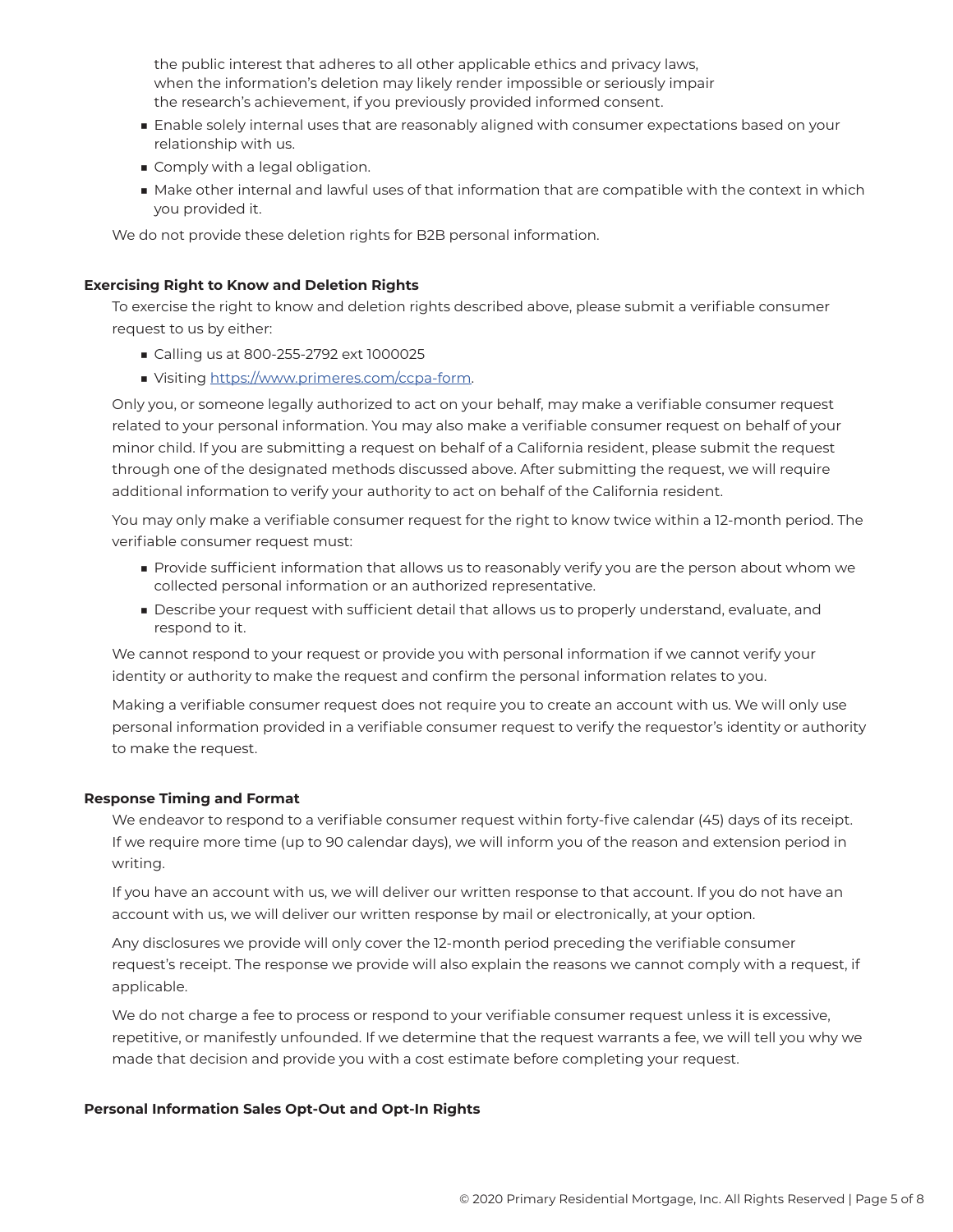the public interest that adheres to all other applicable ethics and privacy laws, when the information's deletion may likely render impossible or seriously impair the research's achievement, if you previously provided informed consent.

- Enable solely internal uses that are reasonably aligned with consumer expectations based on your relationship with us.
- Comply with a legal obligation.
- Make other internal and lawful uses of that information that are compatible with the context in which you provided it.

We do not provide these deletion rights for B2B personal information.

**Exercising Right to Know and Deletion Rights**

To exercise the right to know and deletion rights described above, please submit a verifiable consumer request to us by either:

- Calling us at 800-255-2792 ext 1000025
- Visiting [https://www.primeres.com/ccpa-form](https://www.primeres.com/ccpa-form).

Only you, or someone legally authorized to act on your behalf, may make a verifiable consumer request related to your personal information. You may also make a verifiable consumer request on behalf of your minor child. If you are submitting a request on behalf of a California resident, please submit the request through one of the designated methods discussed above. After submitting the request, we will require additional information to verify your authority to act on behalf of the California resident.

You may only make a verifiable consumer request for the right to know twice within a 12-month period. The verifiable consumer request must:

- Provide sufficient information that allows us to reasonably verify you are the person about whom we collected personal information or an authorized representative.
- Describe your request with sufficient detail that allows us to properly understand, evaluate, and respond to it.

We cannot respond to your request or provide you with personal information if we cannot verify your identity or authority to make the request and confirm the personal information relates to you.

Making a verifiable consumer request does not require you to create an account with us. We will only use personal information provided in a verifiable consumer request to verify the requestor's identity or authority to make the request.

**Response Timing and Format**

We endeavor to respond to a verifiable consumer request within forty-five calendar (45) days of its receipt. If we require more time (up to 90 calendar days), we will inform you of the reason and extension period in writing.

If you have an account with us, we will deliver our written response to that account. If you do not have an account with us, we will deliver our written response by mail or electronically, at your option.

Any disclosures we provide will only cover the 12-month period preceding the verifiable consumer request's receipt. The response we provide will also explain the reasons we cannot comply with a request, if applicable.

We do not charge a fee to process or respond to your verifiable consumer request unless it is excessive, repetitive, or manifestly unfounded. If we determine that the request warrants a fee, we will tell you why we made that decision and provide you with a cost estimate before completing your request.

**Personal Information Sales Opt-Out and Opt-In Rights**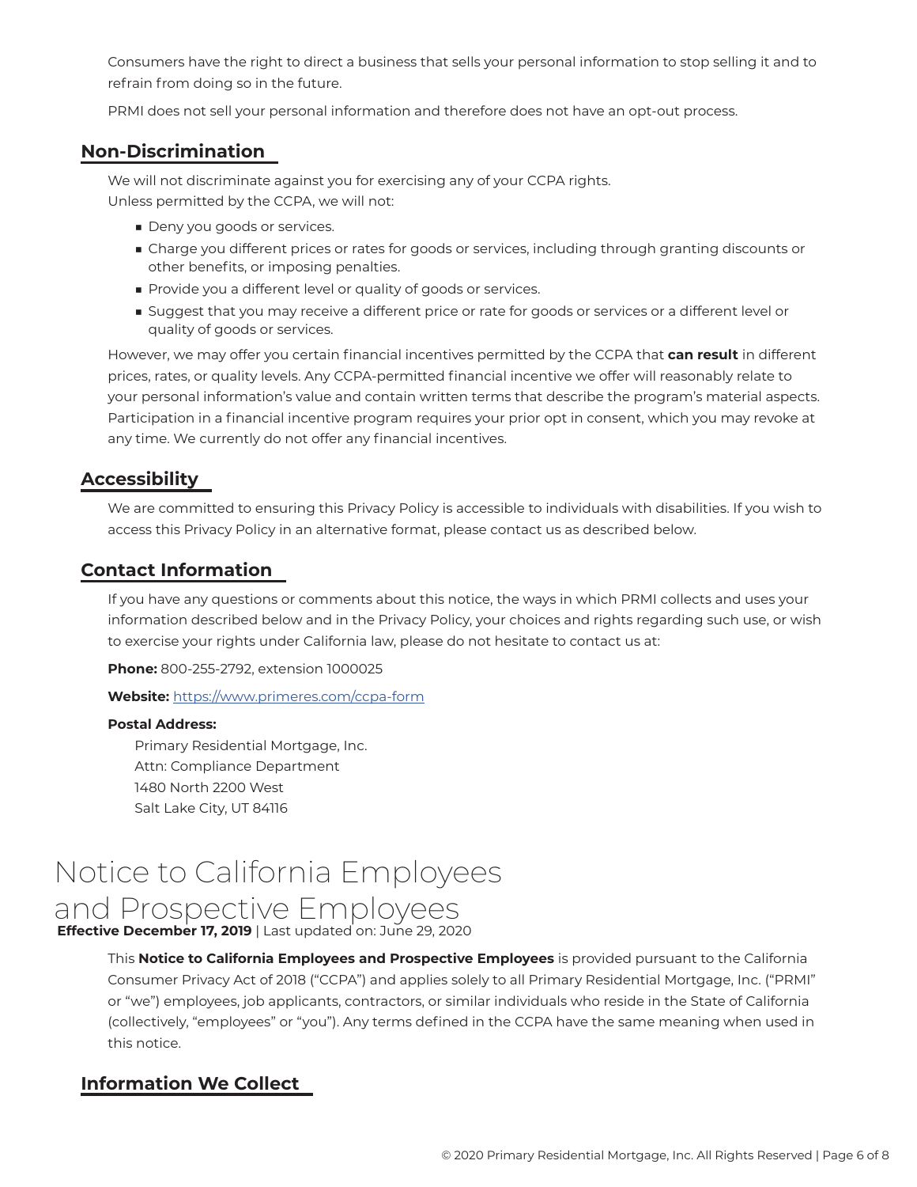Consumers have the right to direct a business that sells your personal information to stop selling it and to refrain from doing so in the future.

PRMI does not sell your personal information and therefore does not have an opt-out process.

## Non-Discrimination

We will not discriminate against you for exercising any of your CCPA rights.
Unless permitted by the CCPA, we will not:

- Deny you goods or services.
- Charge you different prices or rates for goods or services, including through granting discounts or other benefits, or imposing penalties.
- Provide you a different level or quality of goods or services.
- Suggest that you may receive a different price or rate for goods or services or a different level or quality of goods or services.

However, we may offer you certain financial incentives permitted by the CCPA that **can result** in different prices, rates, or quality levels. Any CCPA-permitted financial incentive we offer will reasonably relate to your personal information's value and contain written terms that describe the program's material aspects. Participation in a financial incentive program requires your prior opt in consent, which you may revoke at any time. We currently do not offer any financial incentives.

## Accessibility

We are committed to ensuring this Privacy Policy is accessible to individuals with disabilities. If you wish to access this Privacy Policy in an alternative format, please contact us as described below.

## Contact Information

If you have any questions or comments about this notice, the ways in which PRMI collects and uses your information described below and in the Privacy Policy, your choices and rights regarding such use, or wish to exercise your rights under California law, please do not hesitate to contact us at:

**Phone:** 800-255-2792, extension 1000025

**Website:** [https://www.primeres.com/ccpa-form](https://www.primeres.com/ccpa-form)

**Postal Address:**

Primary Residential Mortgage, Inc.
Attn: Compliance Department
1480 North 2200 West
Salt Lake City, UT 84116

# Notice to California Employees and Prospective Employees

**Effective December 17, 2019** | Last updated on: June 29, 2020

This **Notice to California Employees and Prospective Employees** is provided pursuant to the California Consumer Privacy Act of 2018 ("CCPA") and applies solely to all Primary Residential Mortgage, Inc. ("PRMI" or "we") employees, job applicants, contractors, or similar individuals who reside in the State of California (collectively, "employees" or "you"). Any terms defined in the CCPA have the same meaning when used in this notice.

## Information We Collect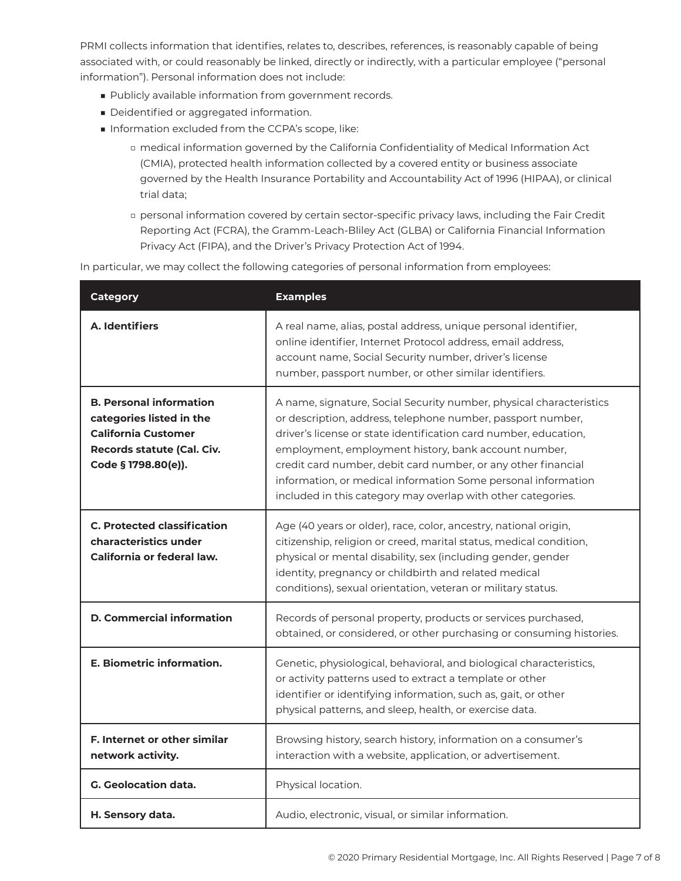PRMI collects information that identifies, relates to, describes, references, is reasonably capable of being associated with, or could reasonably be linked, directly or indirectly, with a particular employee ("personal information"). Personal information does not include:

- Publicly available information from government records.
- Deidentified or aggregated information.
- Information excluded from the CCPA's scope, like:
  - medical information governed by the California Confidentiality of Medical Information Act (CMIA), protected health information collected by a covered entity or business associate governed by the Health Insurance Portability and Accountability Act of 1996 (HIPAA), or clinical trial data;
  - personal information covered by certain sector-specific privacy laws, including the Fair Credit Reporting Act (FCRA), the Gramm-Leach-Bliley Act (GLBA) or California Financial Information Privacy Act (FIPA), and the Driver's Privacy Protection Act of 1994.

In particular, we may collect the following categories of personal information from employees:

| Category | Examples |
|---|---|
| **A. Identifiers** | A real name, alias, postal address, unique personal identifier, online identifier, Internet Protocol address, email address, account name, Social Security number, driver's license number, passport number, or other similar identifiers. |
| **B. Personal information categories listed in the California Customer Records statute (Cal. Civ. Code § 1798.80(e)).** | A name, signature, Social Security number, physical characteristics or description, address, telephone number, passport number, driver's license or state identification card number, education, employment, employment history, bank account number, credit card number, debit card number, or any other financial information, or medical information Some personal information included in this category may overlap with other categories. |
| **C. Protected classification characteristics under California or federal law.** | Age (40 years or older), race, color, ancestry, national origin, citizenship, religion or creed, marital status, medical condition, physical or mental disability, sex (including gender, gender identity, pregnancy or childbirth and related medical conditions), sexual orientation, veteran or military status. |
| **D. Commercial information** | Records of personal property, products or services purchased, obtained, or considered, or other purchasing or consuming histories. |
| **E. Biometric information.** | Genetic, physiological, behavioral, and biological characteristics, or activity patterns used to extract a template or other identifier or identifying information, such as, gait, or other physical patterns, and sleep, health, or exercise data. |
| **F. Internet or other similar network activity.** | Browsing history, search history, information on a consumer's interaction with a website, application, or advertisement. |
| **G. Geolocation data.** | Physical location. |
| **H. Sensory data.** | Audio, electronic, visual, or similar information. |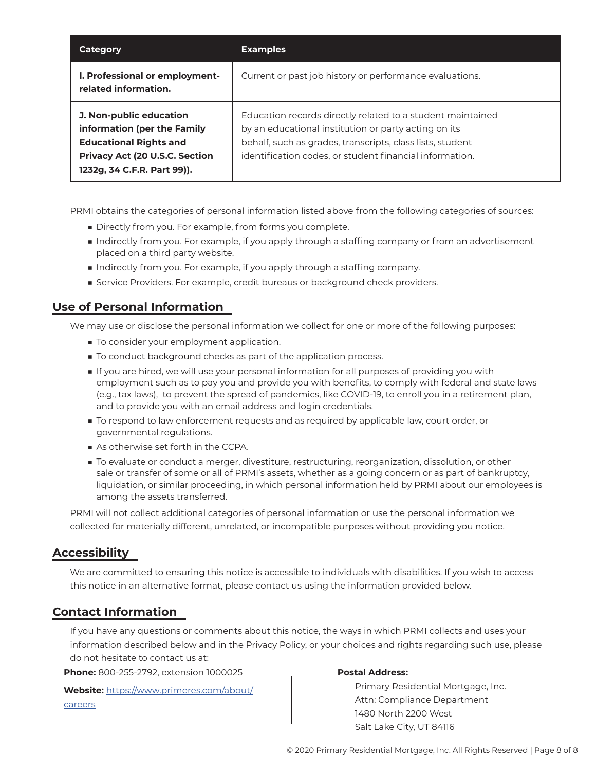| Category | Examples |
|---|---|
| **I. Professional or employment-related information.** | Current or past job history or performance evaluations. |
| **J. Non-public education information (per the Family Educational Rights and Privacy Act (20 U.S.C. Section 1232g, 34 C.F.R. Part 99)).** | Education records directly related to a student maintained by an educational institution or party acting on its behalf, such as grades, transcripts, class lists, student identification codes, or student financial information. |

PRMI obtains the categories of personal information listed above from the following categories of sources:

- Directly from you. For example, from forms you complete.
- Indirectly from you. For example, if you apply through a staffing company or from an advertisement placed on a third party website.
- Indirectly from you. For example, if you apply through a staffing company.
- Service Providers. For example, credit bureaus or background check providers.

## Use of Personal Information

We may use or disclose the personal information we collect for one or more of the following purposes:

- To consider your employment application.
- To conduct background checks as part of the application process.
- If you are hired, we will use your personal information for all purposes of providing you with employment such as to pay you and provide you with benefits, to comply with federal and state laws (e.g., tax laws), to prevent the spread of pandemics, like COVID-19, to enroll you in a retirement plan, and to provide you with an email address and login credentials.
- To respond to law enforcement requests and as required by applicable law, court order, or governmental regulations.
- As otherwise set forth in the CCPA.
- To evaluate or conduct a merger, divestiture, restructuring, reorganization, dissolution, or other sale or transfer of some or all of PRMI's assets, whether as a going concern or as part of bankruptcy, liquidation, or similar proceeding, in which personal information held by PRMI about our employees is among the assets transferred.

PRMI will not collect additional categories of personal information or use the personal information we collected for materially different, unrelated, or incompatible purposes without providing you notice.

## Accessibility

We are committed to ensuring this notice is accessible to individuals with disabilities. If you wish to access this notice in an alternative format, please contact us using the information provided below.

## Contact Information

If you have any questions or comments about this notice, the ways in which PRMI collects and uses your information described below and in the Privacy Policy, or your choices and rights regarding such use, please do not hesitate to contact us at:

**Phone:** 800-255-2792, extension 1000025

**Website:** [https://www.primeres.com/about/careers](https://www.primeres.com/about/careers)

**Postal Address:**

Primary Residential Mortgage, Inc.
Attn: Compliance Department
1480 North 2200 West
Salt Lake City, UT 84116

© 2020 Primary Residential Mortgage, Inc. All Rights Reserved